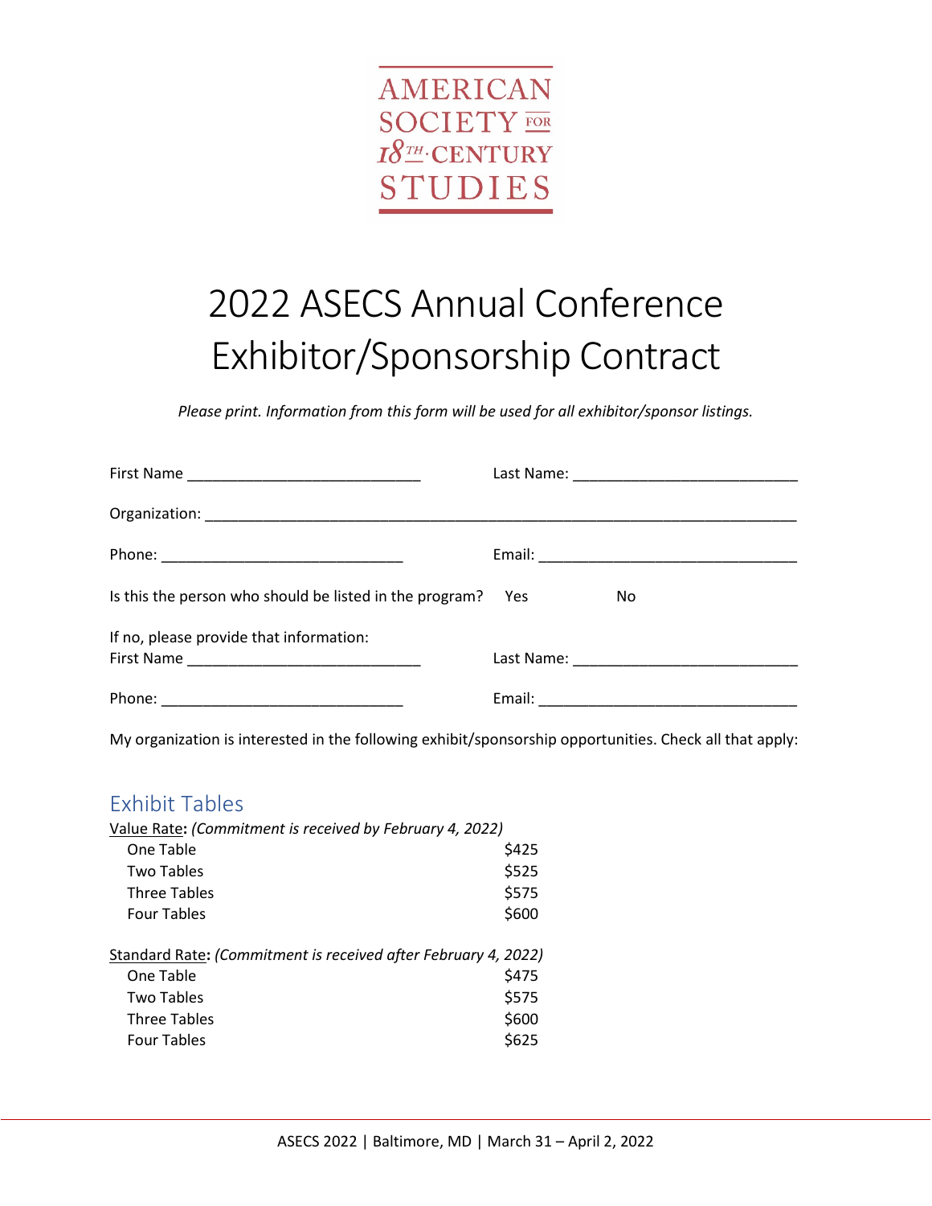AMERICAN SOCIETY FOR 18TH·CENTURY STUDIES

# 2022 ASECS Annual Conference Exhibitor/Sponsorship Contract

*Please print. Information from this form will be used for all exhibitor/sponsor listings.*

First Name ____________________________ Last Name: ___________________________

Organization: __________________________________________________________________________

Phone: _____________________________ Email: _______________________________

Is this the person who should be listed in the program? Yes No

If no, please provide that information:
First Name ____________________________ Last Name: ___________________________

Phone: _____________________________ Email: _______________________________

My organization is interested in the following exhibit/sponsorship opportunities. Check all that apply:

## Exhibit Tables

Value Rate**:** *(Commitment is received by February 4, 2022)*

| | |
|---|---|
| One Table | $425 |
| Two Tables | $525 |
| Three Tables | $575 |
| Four Tables | $600 |

Standard Rate**:** *(Commitment is received after February 4, 2022)*

| | |
|---|---|
| One Table | $475 |
| Two Tables | $575 |
| Three Tables | $600 |
| Four Tables | $625 |

ASECS 2022 | Baltimore, MD | March 31 – April 2, 2022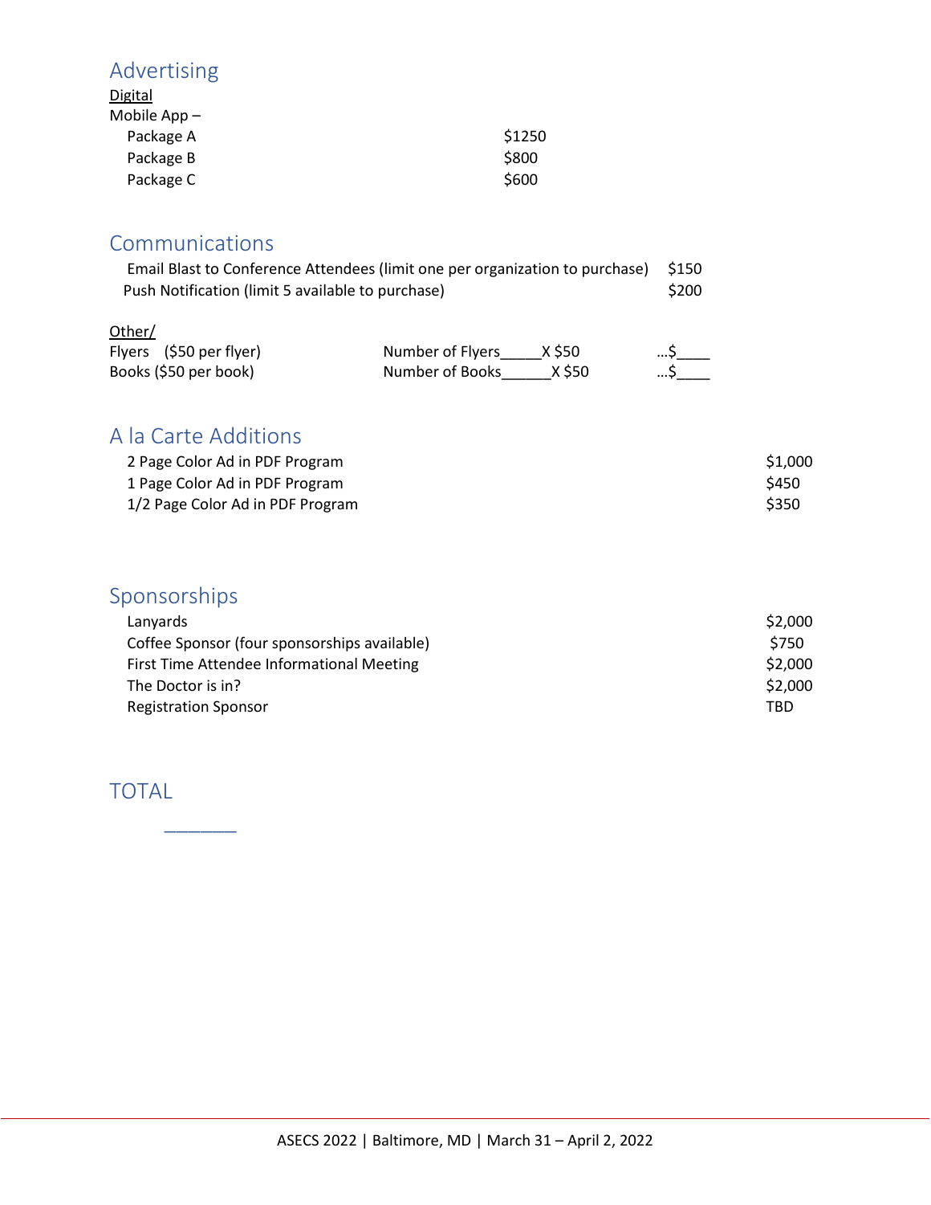## Advertising

<u>Digital</u>

Mobile App –

| | |
|---|---|
| Package A | $1250 |
| Package B | $800 |
| Package C | $600 |

## Communications

| | |
|---|---|
| Email Blast to Conference Attendees (limit one per organization to purchase) | $150 |
| Push Notification (limit 5 available to purchase) | $200 |

<u>Other/</u>

| | | |
|---|---|---|
| Flyers ($50 per flyer) | Number of Flyers_____X $50 | …$____ |
| Books ($50 per book) | Number of Books______X $50 | …$____ |

## A la Carte Additions

| | |
|---|---|
| 2 Page Color Ad in PDF Program | $1,000 |
| 1 Page Color Ad in PDF Program | $450 |
| 1/2 Page Color Ad in PDF Program | $350 |

## Sponsorships

| | |
|---|---|
| Lanyards | $2,000 |
| Coffee Sponsor (four sponsorships available) | $750 |
| First Time Attendee Informational Meeting | $2,000 |
| The Doctor is in? | $2,000 |
| Registration Sponsor | TBD |

## TOTAL

_______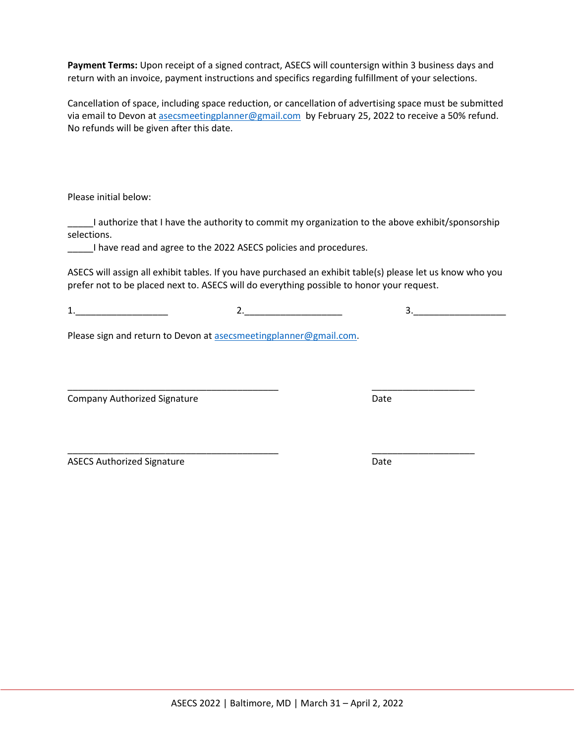**Payment Terms:** Upon receipt of a signed contract, ASECS will countersign within 3 business days and return with an invoice, payment instructions and specifics regarding fulfillment of your selections.

Cancellation of space, including space reduction, or cancellation of advertising space must be submitted via email to Devon at asecsmeetingplanner@gmail.com by February 25, 2022 to receive a 50% refund. No refunds will be given after this date.

Please initial below:

_____I authorize that I have the authority to commit my organization to the above exhibit/sponsorship selections.
_____I have read and agree to the 2022 ASECS policies and procedures.

ASECS will assign all exhibit tables. If you have purchased an exhibit table(s) please let us know who you prefer not to be placed next to. ASECS will do everything possible to honor your request.

1.__________________ 2.__________________ 3.__________________

Please sign and return to Devon at asecsmeetingplanner@gmail.com.

_______________________________________ ____________________
Company Authorized Signature Date

_______________________________________ ____________________
ASECS Authorized Signature Date